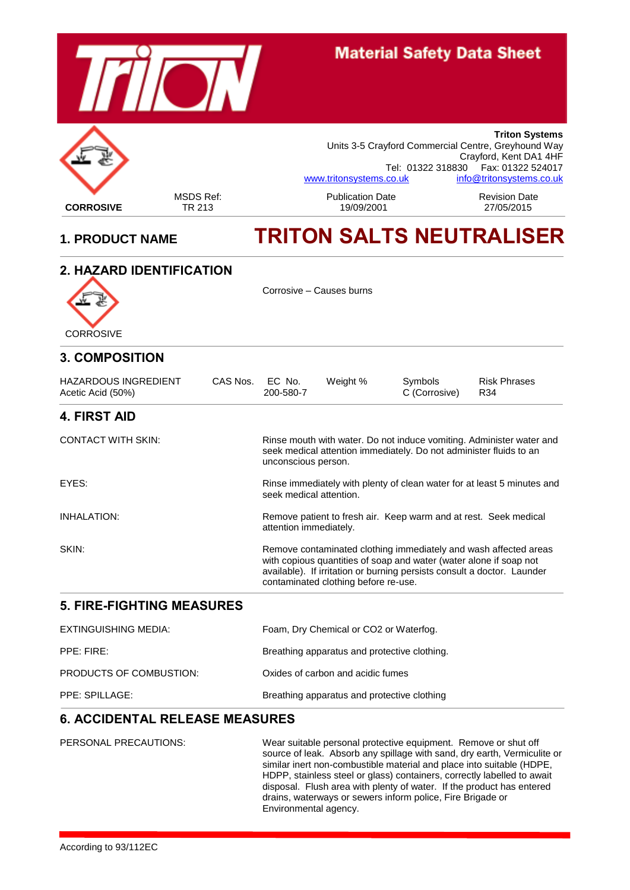# Material Safety Data Sheet

**Triton Systems**
Units 3-5 Crayford Commercial Centre, Greyhound Way
Crayford, Kent DA1 4HF
Tel: 01322 318830 Fax: 01322 524017
www.tritonsystems.co.uk info@tritonsystems.co.uk

| **CORROSIVE** | MSDS Ref: TR 213 | Publication Date 19/09/2001 | Revision Date 27/05/2015 |
|---|---|---|---|

## 1. PRODUCT NAME

# TRITON SALTS NEUTRALISER

## 2. HAZARD IDENTIFICATION

CORROSIVE

Corrosive – Causes burns

## 3. COMPOSITION

| HAZARDOUS INGREDIENT | CAS Nos. | EC No. | Weight % | Symbols | Risk Phrases |
|---|---|---|---|---|---|
| Acetic Acid (50%) | | 200-580-7 | | C (Corrosive) | R34 |

## 4. FIRST AID

| | |
|---|---|
| CONTACT WITH SKIN: | Rinse mouth with water. Do not induce vomiting. Administer water and seek medical attention immediately. Do not administer fluids to an unconscious person. |
| EYES: | Rinse immediately with plenty of clean water for at least 5 minutes and seek medical attention. |
| INHALATION: | Remove patient to fresh air. Keep warm and at rest. Seek medical attention immediately. |
| SKIN: | Remove contaminated clothing immediately and wash affected areas with copious quantities of soap and water (water alone if soap not available). If irritation or burning persists consult a doctor. Launder contaminated clothing before re-use. |

## 5. FIRE-FIGHTING MEASURES

| | |
|---|---|
| EXTINGUISHING MEDIA: | Foam, Dry Chemical or CO2 or Waterfog. |
| PPE: FIRE: | Breathing apparatus and protective clothing. |
| PRODUCTS OF COMBUSTION: | Oxides of carbon and acidic fumes |
| PPE: SPILLAGE: | Breathing apparatus and protective clothing |

## 6. ACCIDENTAL RELEASE MEASURES

| | |
|---|---|
| PERSONAL PRECAUTIONS: | Wear suitable personal protective equipment. Remove or shut off source of leak. Absorb any spillage with sand, dry earth, Vermiculite or similar inert non-combustible material and place into suitable (HDPE, HDPP, stainless steel or glass) containers, correctly labelled to await disposal. Flush area with plenty of water. If the product has entered drains, waterways or sewers inform police, Fire Brigade or Environmental agency. |

According to 93/112EC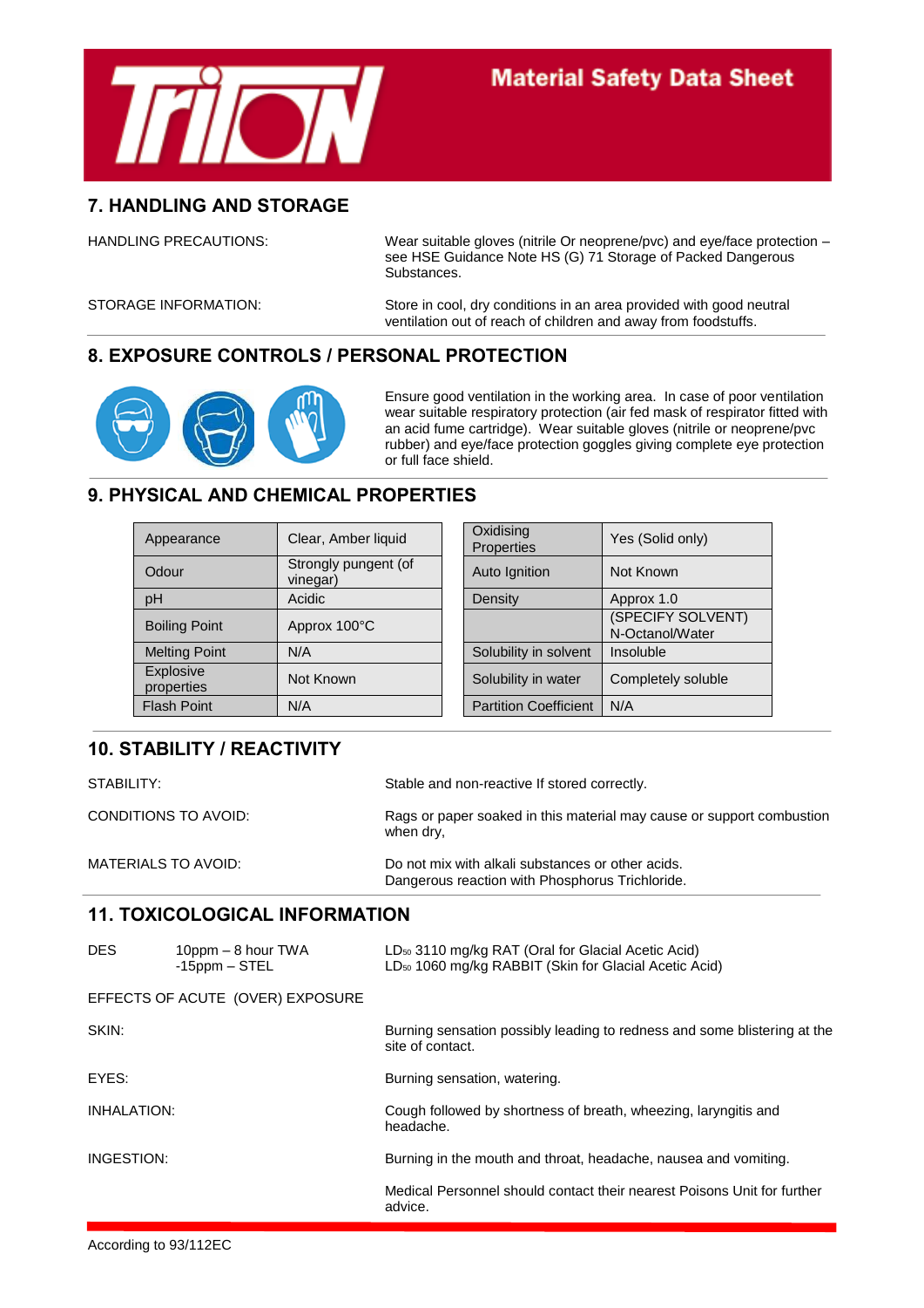## 7. HANDLING AND STORAGE

HANDLING PRECAUTIONS: Wear suitable gloves (nitrile Or neoprene/pvc) and eye/face protection – see HSE Guidance Note HS (G) 71 Storage of Packed Dangerous Substances.

STORAGE INFORMATION: Store in cool, dry conditions in an area provided with good neutral ventilation out of reach of children and away from foodstuffs.

## 8. EXPOSURE CONTROLS / PERSONAL PROTECTION

Ensure good ventilation in the working area. In case of poor ventilation wear suitable respiratory protection (air fed mask of respirator fitted with an acid fume cartridge). Wear suitable gloves (nitrile or neoprene/pvc rubber) and eye/face protection goggles giving complete eye protection or full face shield.

## 9. PHYSICAL AND CHEMICAL PROPERTIES

| Appearance | Clear, Amber liquid |
|---|---|
| Odour | Strongly pungent (of vinegar) |
| pH | Acidic |
| Boiling Point | Approx 100°C |
| Melting Point | N/A |
| Explosive properties | Not Known |
| Flash Point | N/A |

| Oxidising Properties | Yes (Solid only) |
|---|---|
| Auto Ignition | Not Known |
| Density | Approx 1.0 |
| | (SPECIFY SOLVENT) N-Octanol/Water |
| Solubility in solvent | Insoluble |
| Solubility in water | Completely soluble |
| Partition Coefficient | N/A |

## 10. STABILITY / REACTIVITY

STABILITY: Stable and non-reactive If stored correctly.

CONDITIONS TO AVOID: Rags or paper soaked in this material may cause or support combustion when dry,

MATERIALS TO AVOID: Do not mix with alkali substances or other acids. Dangerous reaction with Phosphorus Trichloride.

## 11. TOXICOLOGICAL INFORMATION

DES 10ppm – 8 hour TWA -15ppm – STEL

$LD_{50}$ 3110 mg/kg RAT (Oral for Glacial Acetic Acid)
$LD_{50}$ 1060 mg/kg RABBIT (Skin for Glacial Acetic Acid)

EFFECTS OF ACUTE (OVER) EXPOSURE

SKIN: Burning sensation possibly leading to redness and some blistering at the site of contact.

EYES: Burning sensation, watering.

INHALATION: Cough followed by shortness of breath, wheezing, laryngitis and headache.

INGESTION: Burning in the mouth and throat, headache, nausea and vomiting.

Medical Personnel should contact their nearest Poisons Unit for further advice.

According to 93/112EC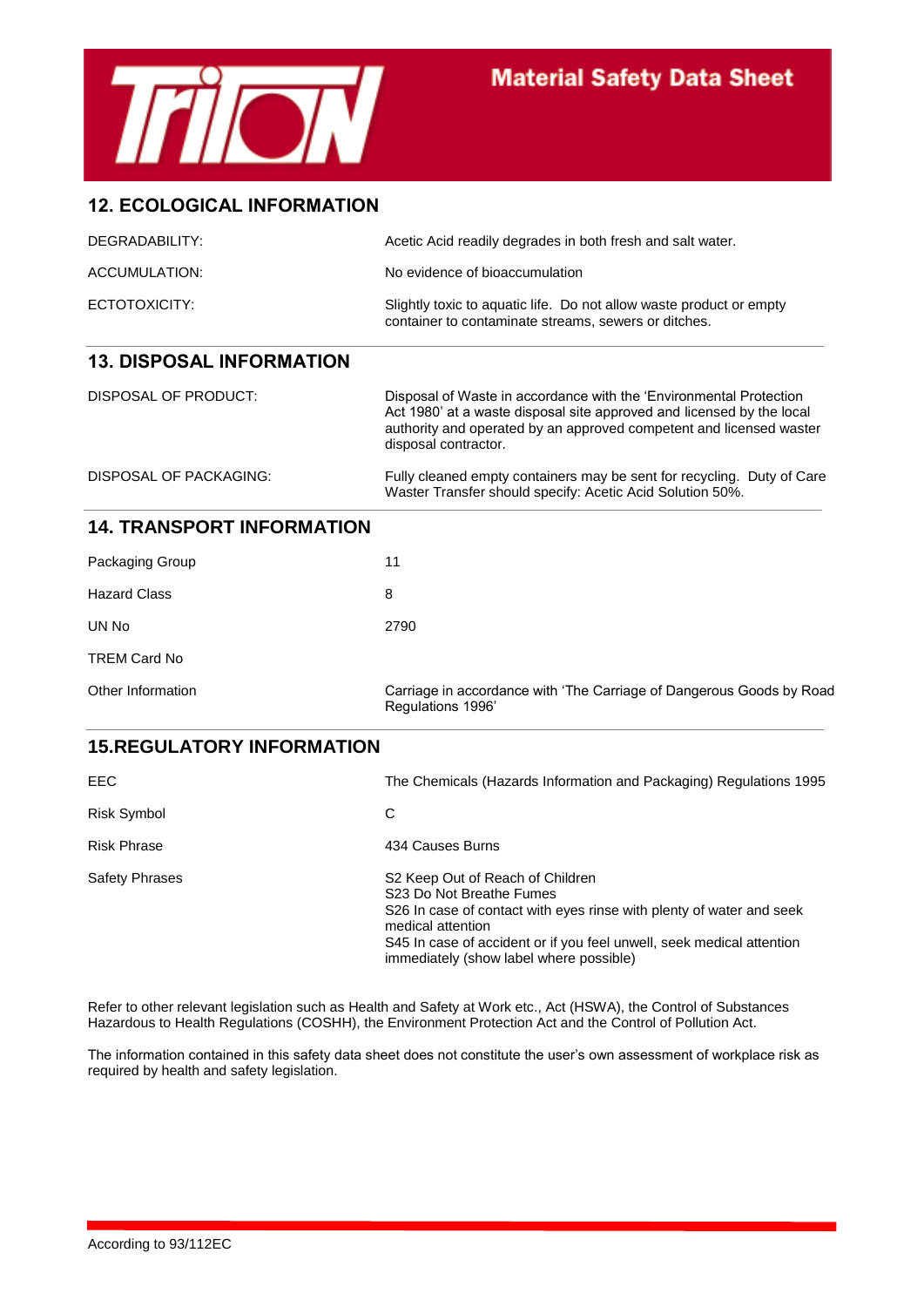## 12. ECOLOGICAL INFORMATION

| | |
|---|---|
| DEGRADABILITY: | Acetic Acid readily degrades in both fresh and salt water. |
| ACCUMULATION: | No evidence of bioaccumulation |
| ECTOTOXICITY: | Slightly toxic to aquatic life. Do not allow waste product or empty container to contaminate streams, sewers or ditches. |

## 13. DISPOSAL INFORMATION

| | |
|---|---|
| DISPOSAL OF PRODUCT: | Disposal of Waste in accordance with the 'Environmental Protection Act 1980' at a waste disposal site approved and licensed by the local authority and operated by an approved competent and licensed waster disposal contractor. |
| DISPOSAL OF PACKAGING: | Fully cleaned empty containers may be sent for recycling. Duty of Care Waster Transfer should specify: Acetic Acid Solution 50%. |

## 14. TRANSPORT INFORMATION

| | |
|---|---|
| Packaging Group | 11 |
| Hazard Class | 8 |
| UN No | 2790 |
| TREM Card No | |
| Other Information | Carriage in accordance with 'The Carriage of Dangerous Goods by Road Regulations 1996' |

## 15.REGULATORY INFORMATION

| | |
|---|---|
| EEC | The Chemicals (Hazards Information and Packaging) Regulations 1995 |
| Risk Symbol | C |
| Risk Phrase | 434 Causes Burns |
| Safety Phrases | S2 Keep Out of Reach of Children<br>S23 Do Not Breathe Fumes<br>S26 In case of contact with eyes rinse with plenty of water and seek medical attention<br>S45 In case of accident or if you feel unwell, seek medical attention immediately (show label where possible) |

Refer to other relevant legislation such as Health and Safety at Work etc., Act (HSWA), the Control of Substances Hazardous to Health Regulations (COSHH), the Environment Protection Act and the Control of Pollution Act.

The information contained in this safety data sheet does not constitute the user's own assessment of workplace risk as required by health and safety legislation.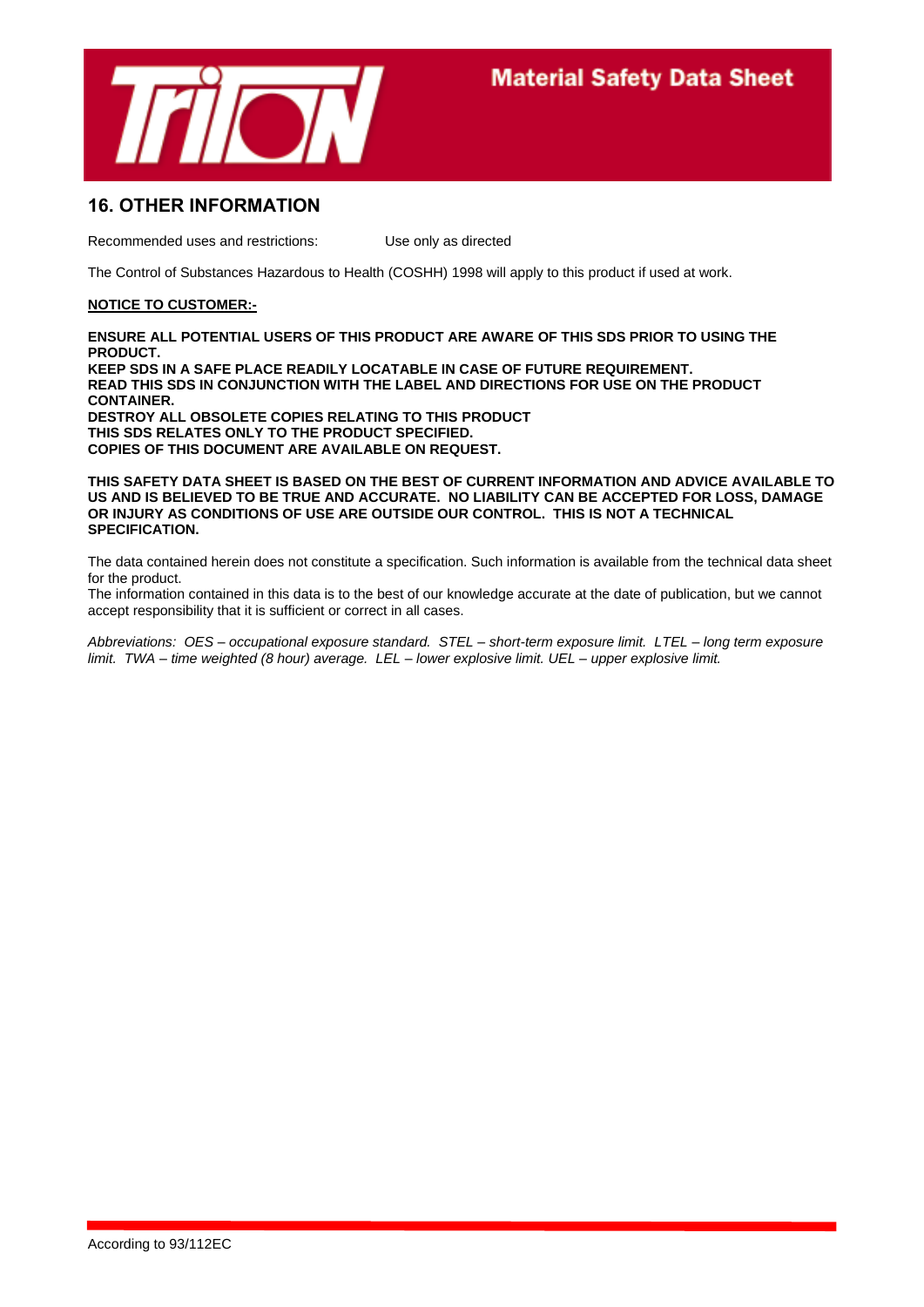## 16. OTHER INFORMATION

Recommended uses and restrictions: Use only as directed

The Control of Substances Hazardous to Health (COSHH) 1998 will apply to this product if used at work.

**NOTICE TO CUSTOMER:-**

**ENSURE ALL POTENTIAL USERS OF THIS PRODUCT ARE AWARE OF THIS SDS PRIOR TO USING THE PRODUCT.**
**KEEP SDS IN A SAFE PLACE READILY LOCATABLE IN CASE OF FUTURE REQUIREMENT.**
**READ THIS SDS IN CONJUNCTION WITH THE LABEL AND DIRECTIONS FOR USE ON THE PRODUCT CONTAINER.**
**DESTROY ALL OBSOLETE COPIES RELATING TO THIS PRODUCT**
**THIS SDS RELATES ONLY TO THE PRODUCT SPECIFIED.**
**COPIES OF THIS DOCUMENT ARE AVAILABLE ON REQUEST.**

**THIS SAFETY DATA SHEET IS BASED ON THE BEST OF CURRENT INFORMATION AND ADVICE AVAILABLE TO US AND IS BELIEVED TO BE TRUE AND ACCURATE. NO LIABILITY CAN BE ACCEPTED FOR LOSS, DAMAGE OR INJURY AS CONDITIONS OF USE ARE OUTSIDE OUR CONTROL. THIS IS NOT A TECHNICAL SPECIFICATION.**

The data contained herein does not constitute a specification. Such information is available from the technical data sheet for the product.
The information contained in this data is to the best of our knowledge accurate at the date of publication, but we cannot accept responsibility that it is sufficient or correct in all cases.

*Abbreviations: OES – occupational exposure standard. STEL – short-term exposure limit. LTEL – long term exposure limit. TWA – time weighted (8 hour) average. LEL – lower explosive limit. UEL – upper explosive limit.*